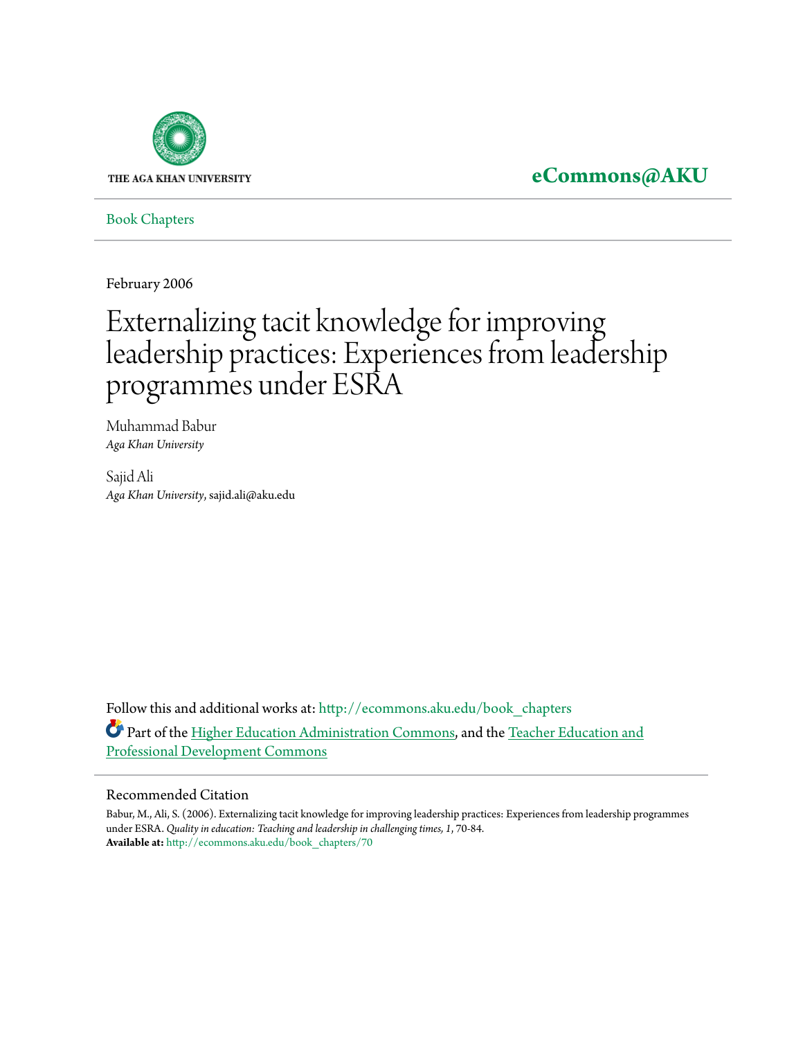THE AGA KHAN UNIVERSITY

**eCommons@AKU**

Book Chapters

February 2006

# Externalizing tacit knowledge for improving leadership practices: Experiences from leadership programmes under ESRA

Muhammad Babur
*Aga Khan University*

Sajid Ali
*Aga Khan University*, sajid.ali@aku.edu

Follow this and additional works at: http://ecommons.aku.edu/book_chapters

Part of the Higher Education Administration Commons, and the Teacher Education and Professional Development Commons

## Recommended Citation

Babur, M., Ali, S. (2006). Externalizing tacit knowledge for improving leadership practices: Experiences from leadership programmes under ESRA. *Quality in education: Teaching and leadership in challenging times, 1*, 70-84.
**Available at:** http://ecommons.aku.edu/book_chapters/70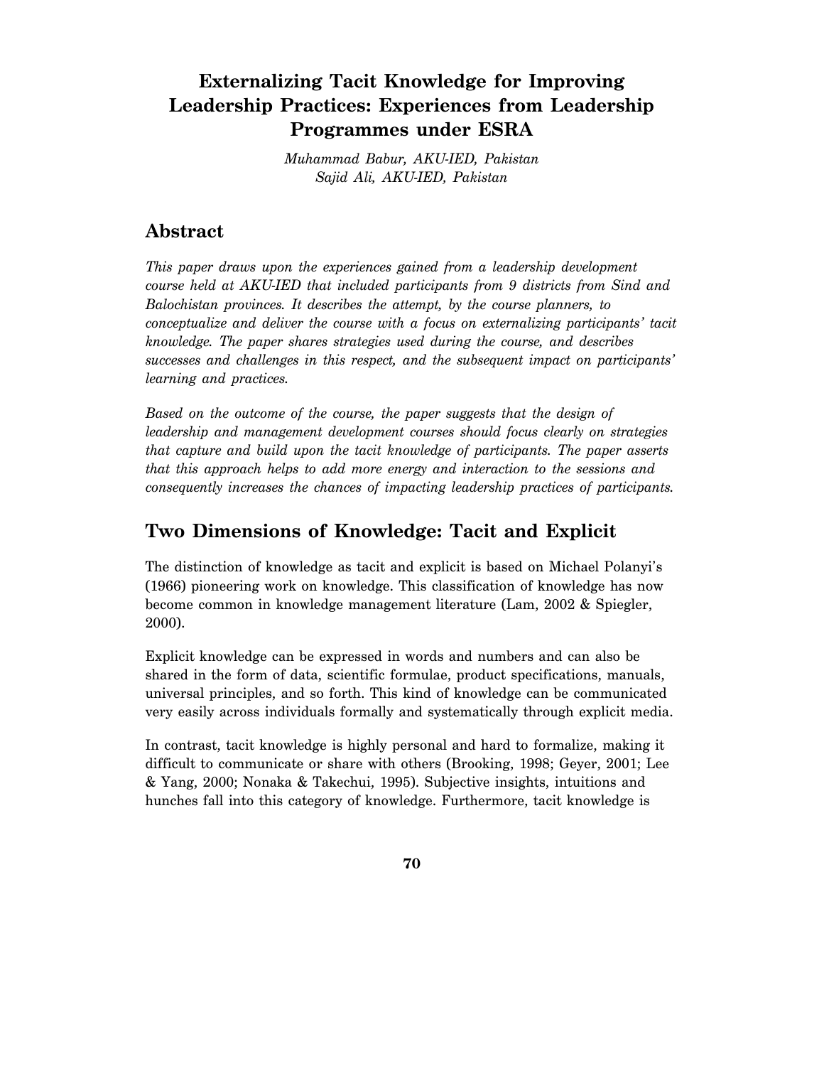# Externalizing Tacit Knowledge for Improving Leadership Practices: Experiences from Leadership Programmes under ESRA

*Muhammad Babur, AKU-IED, Pakistan*
*Sajid Ali, AKU-IED, Pakistan*

## Abstract

*This paper draws upon the experiences gained from a leadership development course held at AKU-IED that included participants from 9 districts from Sind and Balochistan provinces. It describes the attempt, by the course planners, to conceptualize and deliver the course with a focus on externalizing participants' tacit knowledge. The paper shares strategies used during the course, and describes successes and challenges in this respect, and the subsequent impact on participants' learning and practices.*

*Based on the outcome of the course, the paper suggests that the design of leadership and management development courses should focus clearly on strategies that capture and build upon the tacit knowledge of participants. The paper asserts that this approach helps to add more energy and interaction to the sessions and consequently increases the chances of impacting leadership practices of participants.*

## Two Dimensions of Knowledge: Tacit and Explicit

The distinction of knowledge as tacit and explicit is based on Michael Polanyi's (1966) pioneering work on knowledge. This classification of knowledge has now become common in knowledge management literature (Lam, 2002 & Spiegler, 2000).

Explicit knowledge can be expressed in words and numbers and can also be shared in the form of data, scientific formulae, product specifications, manuals, universal principles, and so forth. This kind of knowledge can be communicated very easily across individuals formally and systematically through explicit media.

In contrast, tacit knowledge is highly personal and hard to formalize, making it difficult to communicate or share with others (Brooking, 1998; Geyer, 2001; Lee & Yang, 2000; Nonaka & Takechui, 1995). Subjective insights, intuitions and hunches fall into this category of knowledge. Furthermore, tacit knowledge is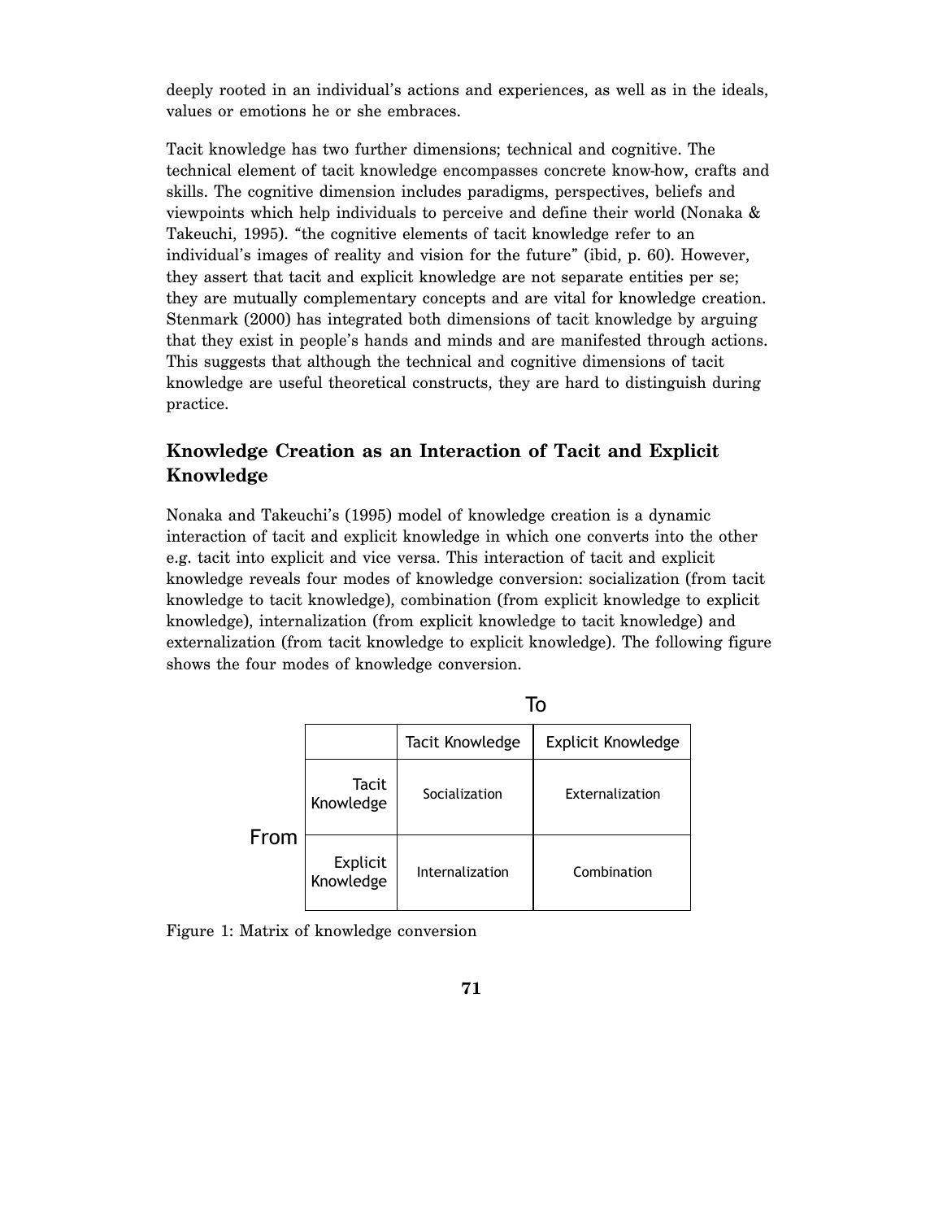deeply rooted in an individual's actions and experiences, as well as in the ideals, values or emotions he or she embraces.

Tacit knowledge has two further dimensions; technical and cognitive. The technical element of tacit knowledge encompasses concrete know-how, crafts and skills. The cognitive dimension includes paradigms, perspectives, beliefs and viewpoints which help individuals to perceive and define their world (Nonaka & Takeuchi, 1995). "the cognitive elements of tacit knowledge refer to an individual's images of reality and vision for the future" (ibid, p. 60). However, they assert that tacit and explicit knowledge are not separate entities per se; they are mutually complementary concepts and are vital for knowledge creation. Stenmark (2000) has integrated both dimensions of tacit knowledge by arguing that they exist in people's hands and minds and are manifested through actions. This suggests that although the technical and cognitive dimensions of tacit knowledge are useful theoretical constructs, they are hard to distinguish during practice.

## Knowledge Creation as an Interaction of Tacit and Explicit Knowledge

Nonaka and Takeuchi's (1995) model of knowledge creation is a dynamic interaction of tacit and explicit knowledge in which one converts into the other e.g. tacit into explicit and vice versa. This interaction of tacit and explicit knowledge reveals four modes of knowledge conversion: socialization (from tacit knowledge to tacit knowledge), combination (from explicit knowledge to explicit knowledge), internalization (from explicit knowledge to tacit knowledge) and externalization (from tacit knowledge to explicit knowledge). The following figure shows the four modes of knowledge conversion.

| From \ To | Tacit Knowledge | Explicit Knowledge |
|---|---|---|
| Tacit Knowledge | Socialization | Externalization |
| Explicit Knowledge | Internalization | Combination |

Figure 1: Matrix of knowledge conversion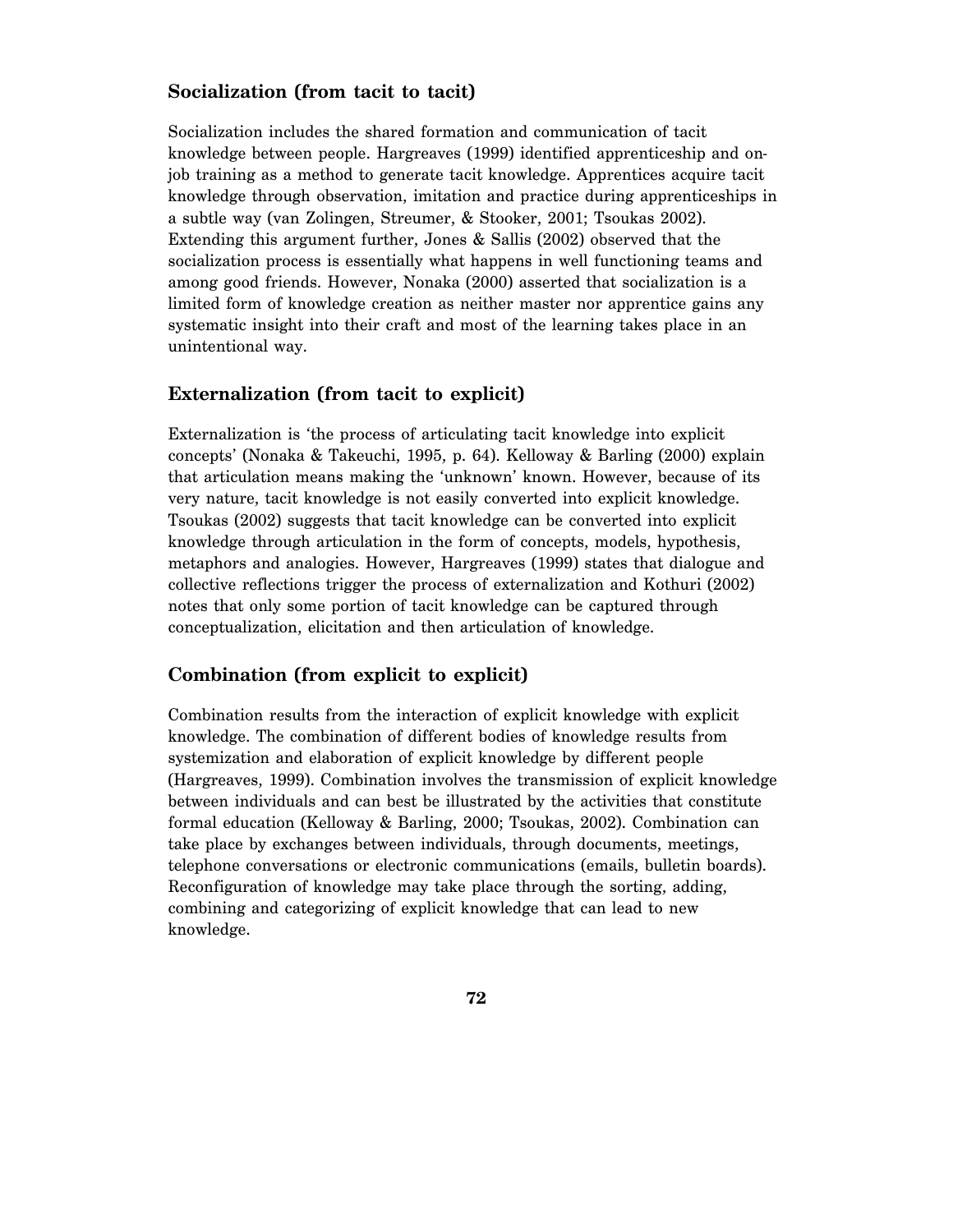### Socialization (from tacit to tacit)

Socialization includes the shared formation and communication of tacit knowledge between people. Hargreaves (1999) identified apprenticeship and on-job training as a method to generate tacit knowledge. Apprentices acquire tacit knowledge through observation, imitation and practice during apprenticeships in a subtle way (van Zolingen, Streumer, & Stooker, 2001; Tsoukas 2002). Extending this argument further, Jones & Sallis (2002) observed that the socialization process is essentially what happens in well functioning teams and among good friends. However, Nonaka (2000) asserted that socialization is a limited form of knowledge creation as neither master nor apprentice gains any systematic insight into their craft and most of the learning takes place in an unintentional way.

### Externalization (from tacit to explicit)

Externalization is 'the process of articulating tacit knowledge into explicit concepts' (Nonaka & Takeuchi, 1995, p. 64). Kelloway & Barling (2000) explain that articulation means making the 'unknown' known. However, because of its very nature, tacit knowledge is not easily converted into explicit knowledge. Tsoukas (2002) suggests that tacit knowledge can be converted into explicit knowledge through articulation in the form of concepts, models, hypothesis, metaphors and analogies. However, Hargreaves (1999) states that dialogue and collective reflections trigger the process of externalization and Kothuri (2002) notes that only some portion of tacit knowledge can be captured through conceptualization, elicitation and then articulation of knowledge.

### Combination (from explicit to explicit)

Combination results from the interaction of explicit knowledge with explicit knowledge. The combination of different bodies of knowledge results from systemization and elaboration of explicit knowledge by different people (Hargreaves, 1999). Combination involves the transmission of explicit knowledge between individuals and can best be illustrated by the activities that constitute formal education (Kelloway & Barling, 2000; Tsoukas, 2002). Combination can take place by exchanges between individuals, through documents, meetings, telephone conversations or electronic communications (emails, bulletin boards). Reconfiguration of knowledge may take place through the sorting, adding, combining and categorizing of explicit knowledge that can lead to new knowledge.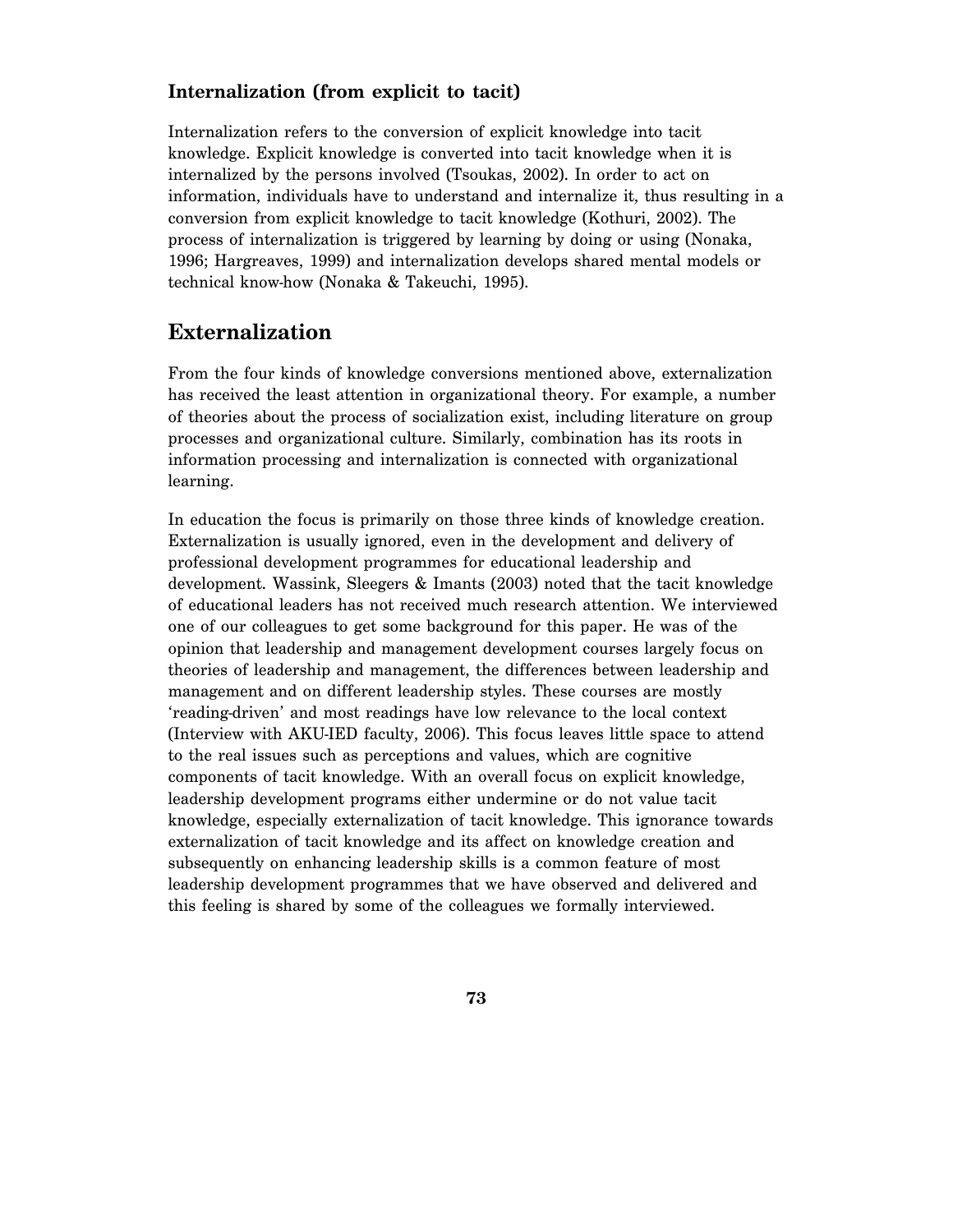### Internalization (from explicit to tacit)

Internalization refers to the conversion of explicit knowledge into tacit knowledge. Explicit knowledge is converted into tacit knowledge when it is internalized by the persons involved (Tsoukas, 2002). In order to act on information, individuals have to understand and internalize it, thus resulting in a conversion from explicit knowledge to tacit knowledge (Kothuri, 2002). The process of internalization is triggered by learning by doing or using (Nonaka, 1996; Hargreaves, 1999) and internalization develops shared mental models or technical know-how (Nonaka & Takeuchi, 1995).

## Externalization

From the four kinds of knowledge conversions mentioned above, externalization has received the least attention in organizational theory. For example, a number of theories about the process of socialization exist, including literature on group processes and organizational culture. Similarly, combination has its roots in information processing and internalization is connected with organizational learning.

In education the focus is primarily on those three kinds of knowledge creation. Externalization is usually ignored, even in the development and delivery of professional development programmes for educational leadership and development. Wassink, Sleegers & Imants (2003) noted that the tacit knowledge of educational leaders has not received much research attention. We interviewed one of our colleagues to get some background for this paper. He was of the opinion that leadership and management development courses largely focus on theories of leadership and management, the differences between leadership and management and on different leadership styles. These courses are mostly 'reading-driven' and most readings have low relevance to the local context (Interview with AKU-IED faculty, 2006). This focus leaves little space to attend to the real issues such as perceptions and values, which are cognitive components of tacit knowledge. With an overall focus on explicit knowledge, leadership development programs either undermine or do not value tacit knowledge, especially externalization of tacit knowledge. This ignorance towards externalization of tacit knowledge and its affect on knowledge creation and subsequently on enhancing leadership skills is a common feature of most leadership development programmes that we have observed and delivered and this feeling is shared by some of the colleagues we formally interviewed.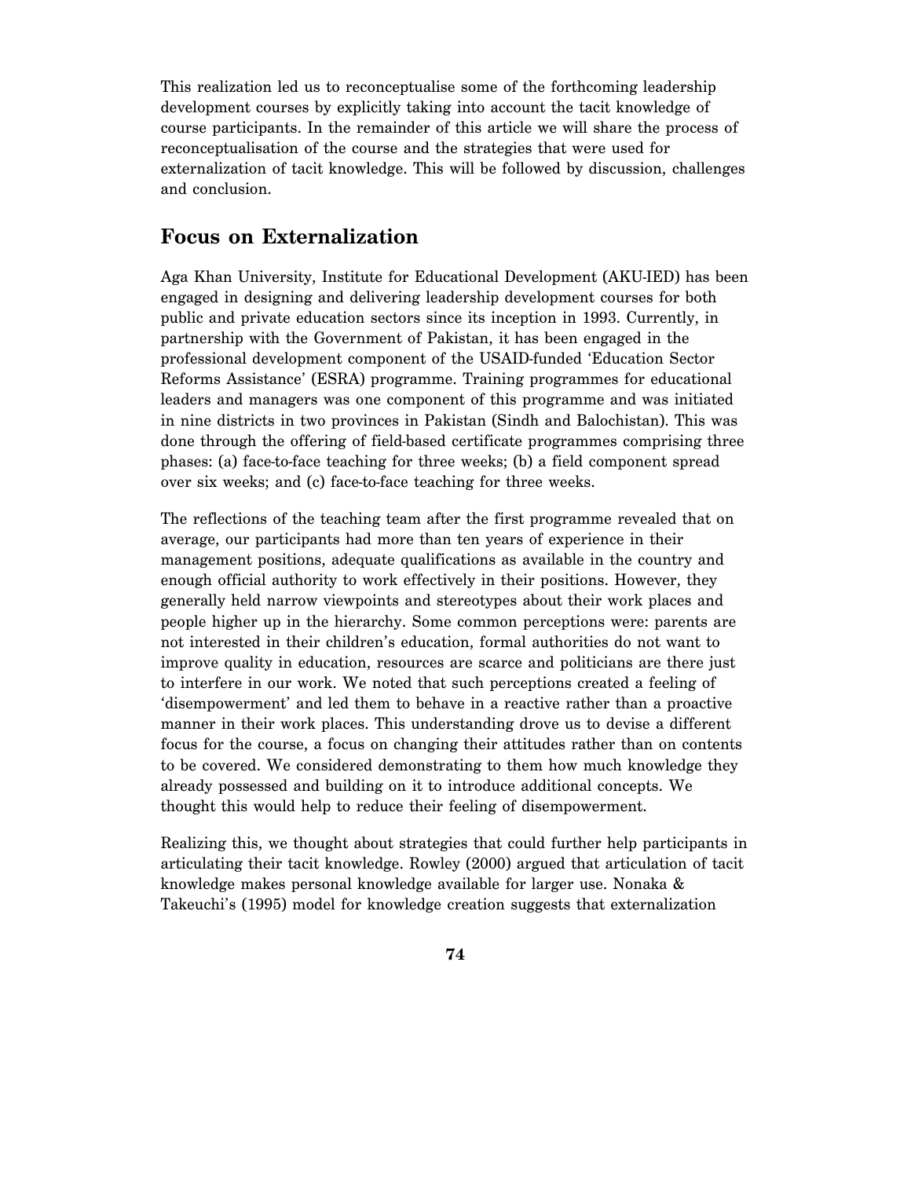This realization led us to reconceptualise some of the forthcoming leadership development courses by explicitly taking into account the tacit knowledge of course participants. In the remainder of this article we will share the process of reconceptualisation of the course and the strategies that were used for externalization of tacit knowledge. This will be followed by discussion, challenges and conclusion.

## Focus on Externalization

Aga Khan University, Institute for Educational Development (AKU-IED) has been engaged in designing and delivering leadership development courses for both public and private education sectors since its inception in 1993. Currently, in partnership with the Government of Pakistan, it has been engaged in the professional development component of the USAID-funded 'Education Sector Reforms Assistance' (ESRA) programme. Training programmes for educational leaders and managers was one component of this programme and was initiated in nine districts in two provinces in Pakistan (Sindh and Balochistan). This was done through the offering of field-based certificate programmes comprising three phases: (a) face-to-face teaching for three weeks; (b) a field component spread over six weeks; and (c) face-to-face teaching for three weeks.

The reflections of the teaching team after the first programme revealed that on average, our participants had more than ten years of experience in their management positions, adequate qualifications as available in the country and enough official authority to work effectively in their positions. However, they generally held narrow viewpoints and stereotypes about their work places and people higher up in the hierarchy. Some common perceptions were: parents are not interested in their children's education, formal authorities do not want to improve quality in education, resources are scarce and politicians are there just to interfere in our work. We noted that such perceptions created a feeling of 'disempowerment' and led them to behave in a reactive rather than a proactive manner in their work places. This understanding drove us to devise a different focus for the course, a focus on changing their attitudes rather than on contents to be covered. We considered demonstrating to them how much knowledge they already possessed and building on it to introduce additional concepts. We thought this would help to reduce their feeling of disempowerment.

Realizing this, we thought about strategies that could further help participants in articulating their tacit knowledge. Rowley (2000) argued that articulation of tacit knowledge makes personal knowledge available for larger use. Nonaka & Takeuchi's (1995) model for knowledge creation suggests that externalization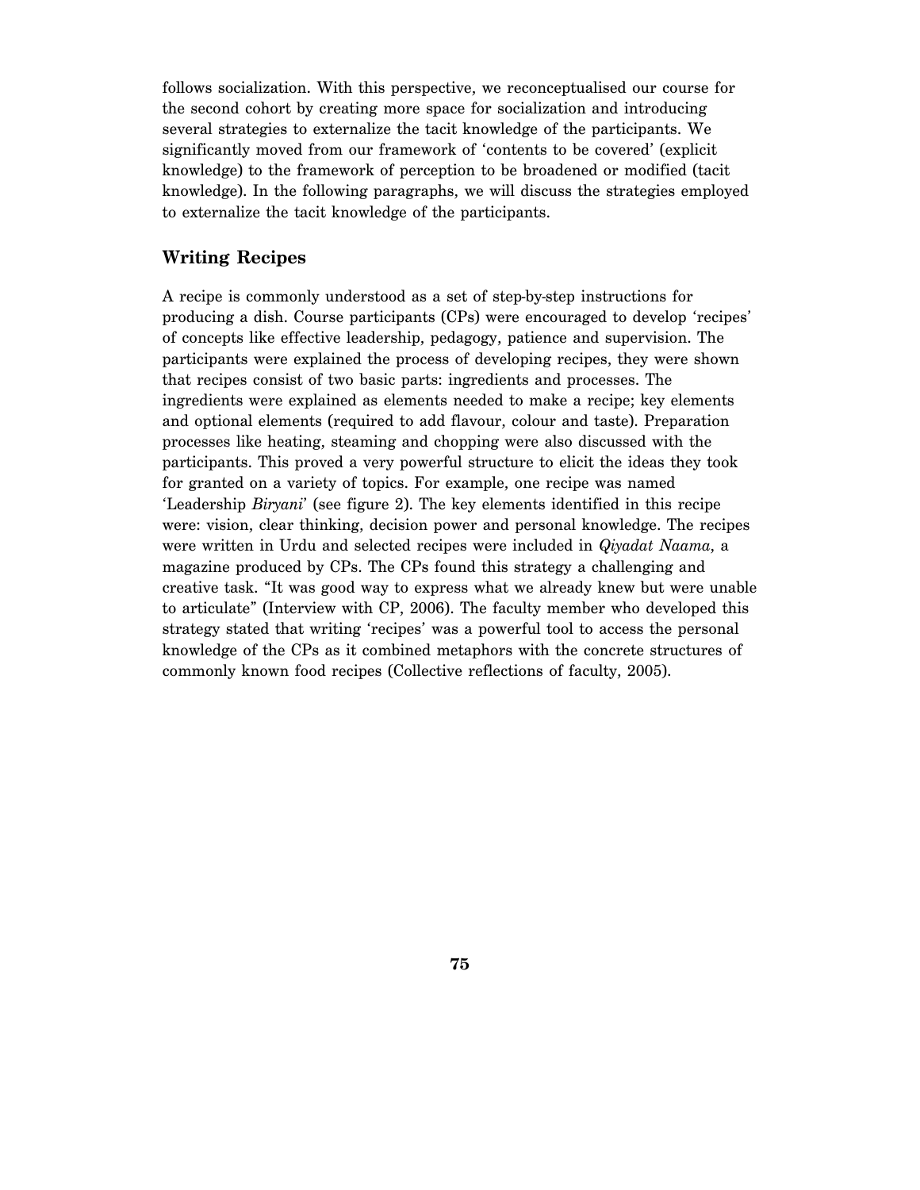follows socialization. With this perspective, we reconceptualised our course for the second cohort by creating more space for socialization and introducing several strategies to externalize the tacit knowledge of the participants. We significantly moved from our framework of 'contents to be covered' (explicit knowledge) to the framework of perception to be broadened or modified (tacit knowledge). In the following paragraphs, we will discuss the strategies employed to externalize the tacit knowledge of the participants.

## Writing Recipes

A recipe is commonly understood as a set of step-by-step instructions for producing a dish. Course participants (CPs) were encouraged to develop 'recipes' of concepts like effective leadership, pedagogy, patience and supervision. The participants were explained the process of developing recipes, they were shown that recipes consist of two basic parts: ingredients and processes. The ingredients were explained as elements needed to make a recipe; key elements and optional elements (required to add flavour, colour and taste). Preparation processes like heating, steaming and chopping were also discussed with the participants. This proved a very powerful structure to elicit the ideas they took for granted on a variety of topics. For example, one recipe was named 'Leadership *Biryani*' (see figure 2). The key elements identified in this recipe were: vision, clear thinking, decision power and personal knowledge. The recipes were written in Urdu and selected recipes were included in *Qiyadat Naama*, a magazine produced by CPs. The CPs found this strategy a challenging and creative task. "It was good way to express what we already knew but were unable to articulate" (Interview with CP, 2006). The faculty member who developed this strategy stated that writing 'recipes' was a powerful tool to access the personal knowledge of the CPs as it combined metaphors with the concrete structures of commonly known food recipes (Collective reflections of faculty, 2005).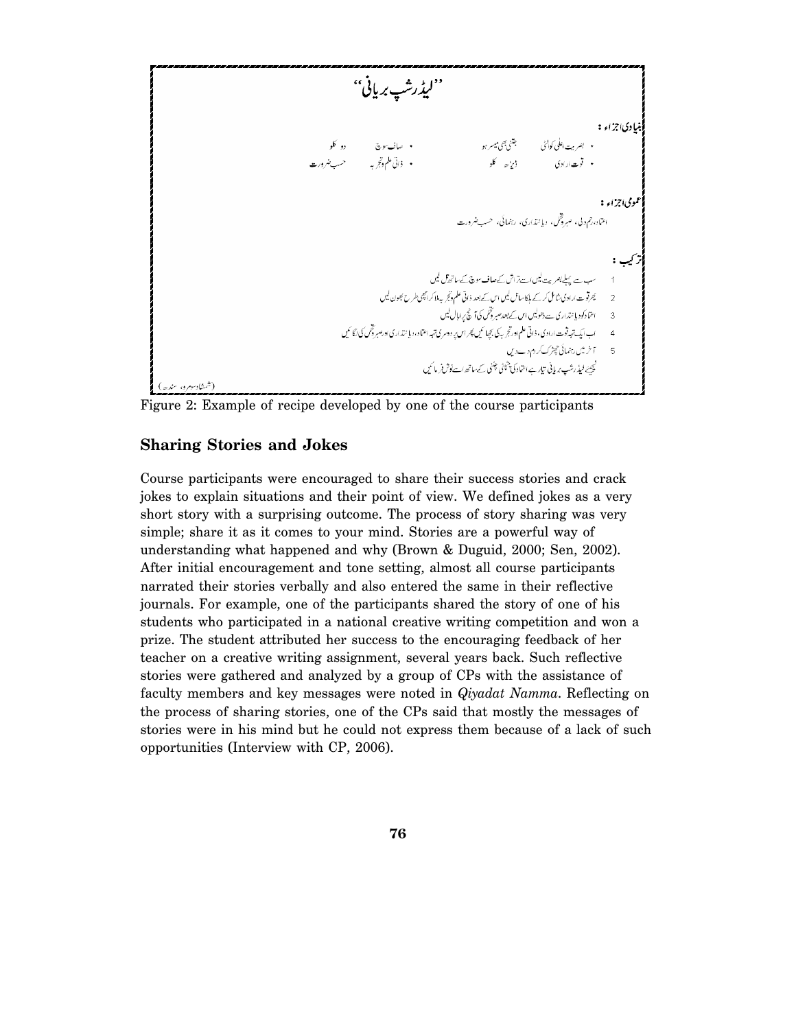"لیڈرشپ بریانی"

**بنیادی اجزاء :**

- بصیرت اعلیٰ کوالٹی — جتنی بھی میسر ہو
- صاف سوچ — دو کلو
- قوت ارادی — ڈیڑھ کلو
- ذاتی علم وتجربہ — حسب ضرورت

**عمومی اجزاء :**

اعتماد، رحم دلی، صبر وتحمل، دیانتداری، رہنمائی، حسب ضرورت

**ترکیب :**

1. سب سے پہلے بصیرت لیں اسے تراش کے صاف سوچ کے ساتھ مل لیں
2. پھر قوت ارادی شامل کر کے ہلکا سا مل لیں اس کے بعد ذاتی علم وتجربہ ملا کر اچھی طرح بھون لیں
3. اعتماد کو دیانتداری سے دھو لیں اس کے بعد صبر وتحمل کی آنچ پر ابال لیں
4. اب ایک تہہ قوت ارادی، ذاتی علم وتجربہ کی بچھائیں پھر اس پر دوسری تہہ اعتماد، دیانتداری اور صبر وتحمل کی لگائیں
5. آخر میں رہنمائی چھڑک کر دم دے دیں

لیجیے لیڈرشپ بریانی تیار ہے اعتماد کی چٹنی کے ساتھ اسے نوش فرمائیں

(شمشاد سومرو، سندھ)

Figure 2: Example of recipe developed by one of the course participants

## Sharing Stories and Jokes

Course participants were encouraged to share their success stories and crack jokes to explain situations and their point of view. We defined jokes as a very short story with a surprising outcome. The process of story sharing was very simple; share it as it comes to your mind. Stories are a powerful way of understanding what happened and why (Brown & Duguid, 2000; Sen, 2002). After initial encouragement and tone setting, almost all course participants narrated their stories verbally and also entered the same in their reflective journals. For example, one of the participants shared the story of one of his students who participated in a national creative writing competition and won a prize. The student attributed her success to the encouraging feedback of her teacher on a creative writing assignment, several years back. Such reflective stories were gathered and analyzed by a group of CPs with the assistance of faculty members and key messages were noted in *Qiyadat Namma*. Reflecting on the process of sharing stories, one of the CPs said that mostly the messages of stories were in his mind but he could not express them because of a lack of such opportunities (Interview with CP, 2006).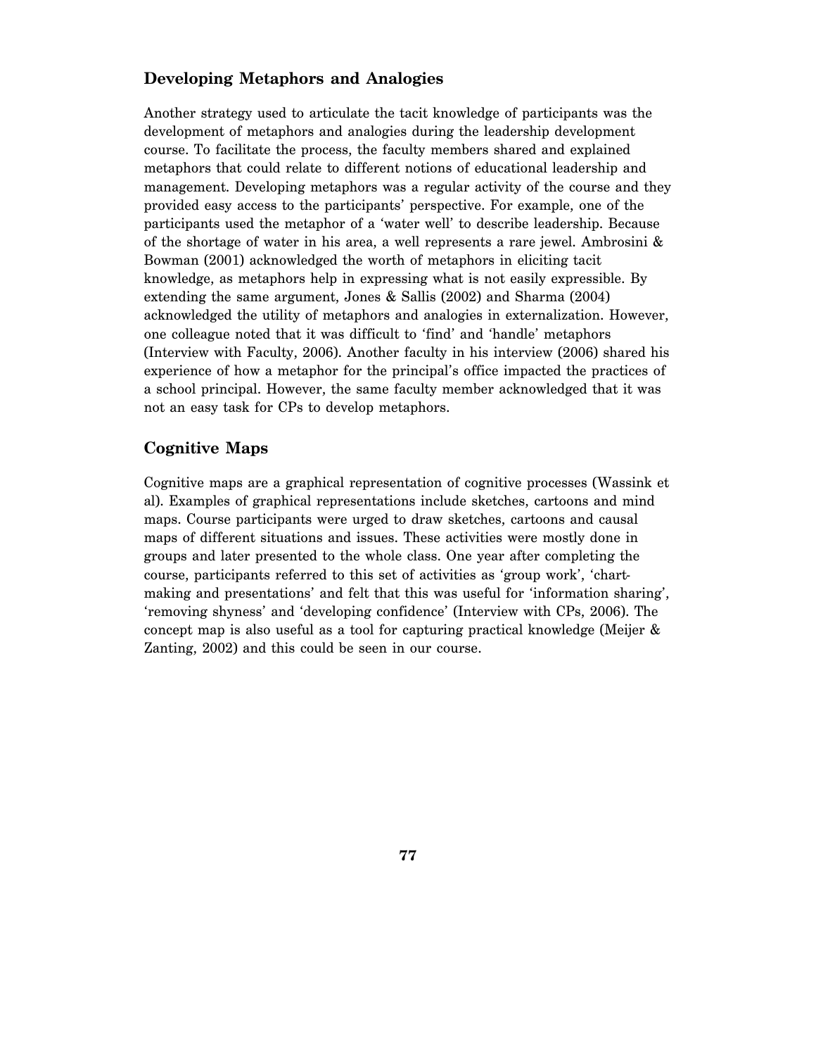## Developing Metaphors and Analogies

Another strategy used to articulate the tacit knowledge of participants was the development of metaphors and analogies during the leadership development course. To facilitate the process, the faculty members shared and explained metaphors that could relate to different notions of educational leadership and management. Developing metaphors was a regular activity of the course and they provided easy access to the participants' perspective. For example, one of the participants used the metaphor of a 'water well' to describe leadership. Because of the shortage of water in his area, a well represents a rare jewel. Ambrosini & Bowman (2001) acknowledged the worth of metaphors in eliciting tacit knowledge, as metaphors help in expressing what is not easily expressible. By extending the same argument, Jones & Sallis (2002) and Sharma (2004) acknowledged the utility of metaphors and analogies in externalization. However, one colleague noted that it was difficult to 'find' and 'handle' metaphors (Interview with Faculty, 2006). Another faculty in his interview (2006) shared his experience of how a metaphor for the principal's office impacted the practices of a school principal. However, the same faculty member acknowledged that it was not an easy task for CPs to develop metaphors.

## Cognitive Maps

Cognitive maps are a graphical representation of cognitive processes (Wassink et al). Examples of graphical representations include sketches, cartoons and mind maps. Course participants were urged to draw sketches, cartoons and causal maps of different situations and issues. These activities were mostly done in groups and later presented to the whole class. One year after completing the course, participants referred to this set of activities as 'group work', 'chart-making and presentations' and felt that this was useful for 'information sharing', 'removing shyness' and 'developing confidence' (Interview with CPs, 2006). The concept map is also useful as a tool for capturing practical knowledge (Meijer & Zanting, 2002) and this could be seen in our course.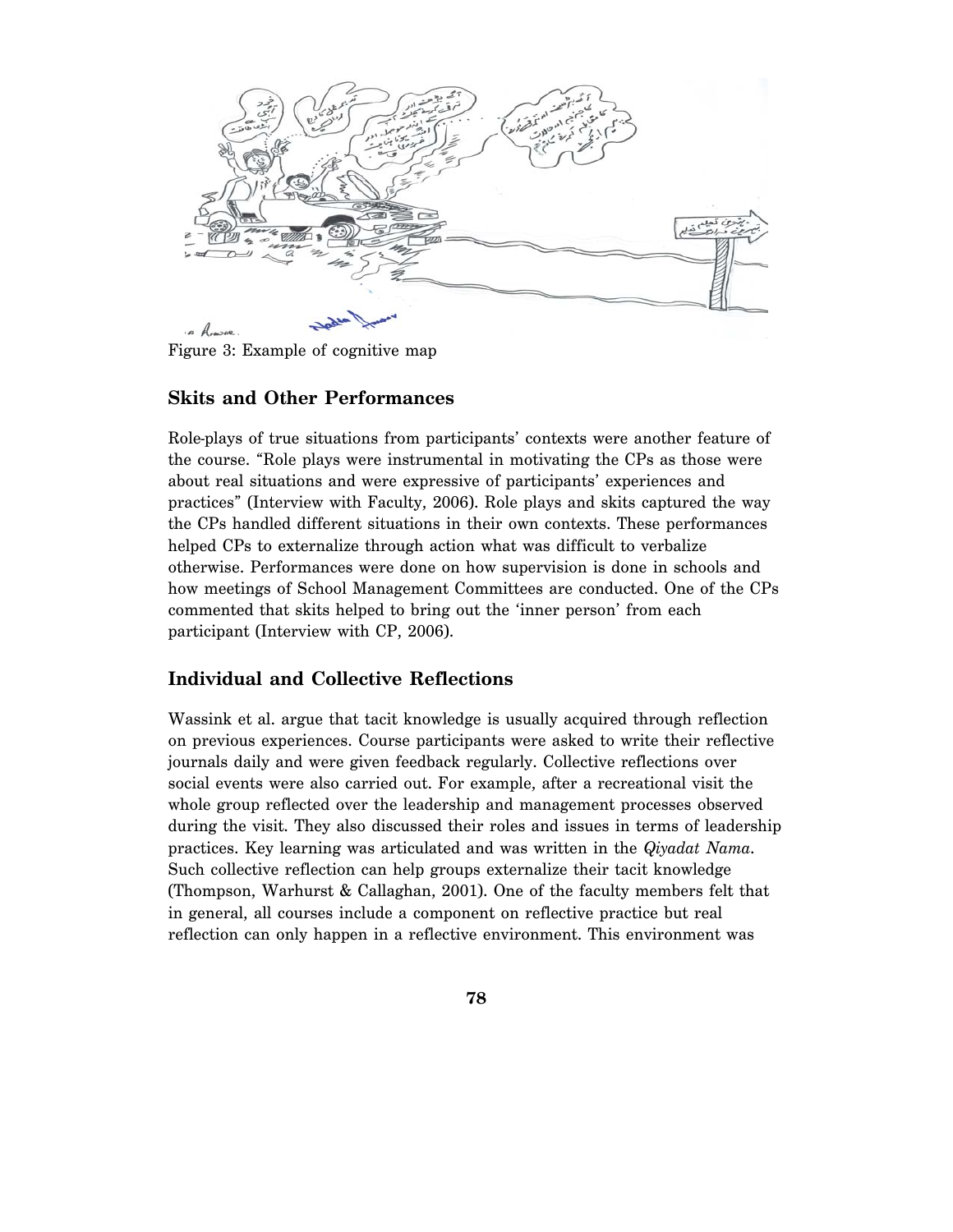Figure 3: Example of cognitive map

## Skits and Other Performances

Role-plays of true situations from participants' contexts were another feature of the course. "Role plays were instrumental in motivating the CPs as those were about real situations and were expressive of participants' experiences and practices" (Interview with Faculty, 2006). Role plays and skits captured the way the CPs handled different situations in their own contexts. These performances helped CPs to externalize through action what was difficult to verbalize otherwise. Performances were done on how supervision is done in schools and how meetings of School Management Committees are conducted. One of the CPs commented that skits helped to bring out the 'inner person' from each participant (Interview with CP, 2006).

## Individual and Collective Reflections

Wassink et al. argue that tacit knowledge is usually acquired through reflection on previous experiences. Course participants were asked to write their reflective journals daily and were given feedback regularly. Collective reflections over social events were also carried out. For example, after a recreational visit the whole group reflected over the leadership and management processes observed during the visit. They also discussed their roles and issues in terms of leadership practices. Key learning was articulated and was written in the *Qiyadat Nama*. Such collective reflection can help groups externalize their tacit knowledge (Thompson, Warhurst & Callaghan, 2001). One of the faculty members felt that in general, all courses include a component on reflective practice but real reflection can only happen in a reflective environment. This environment was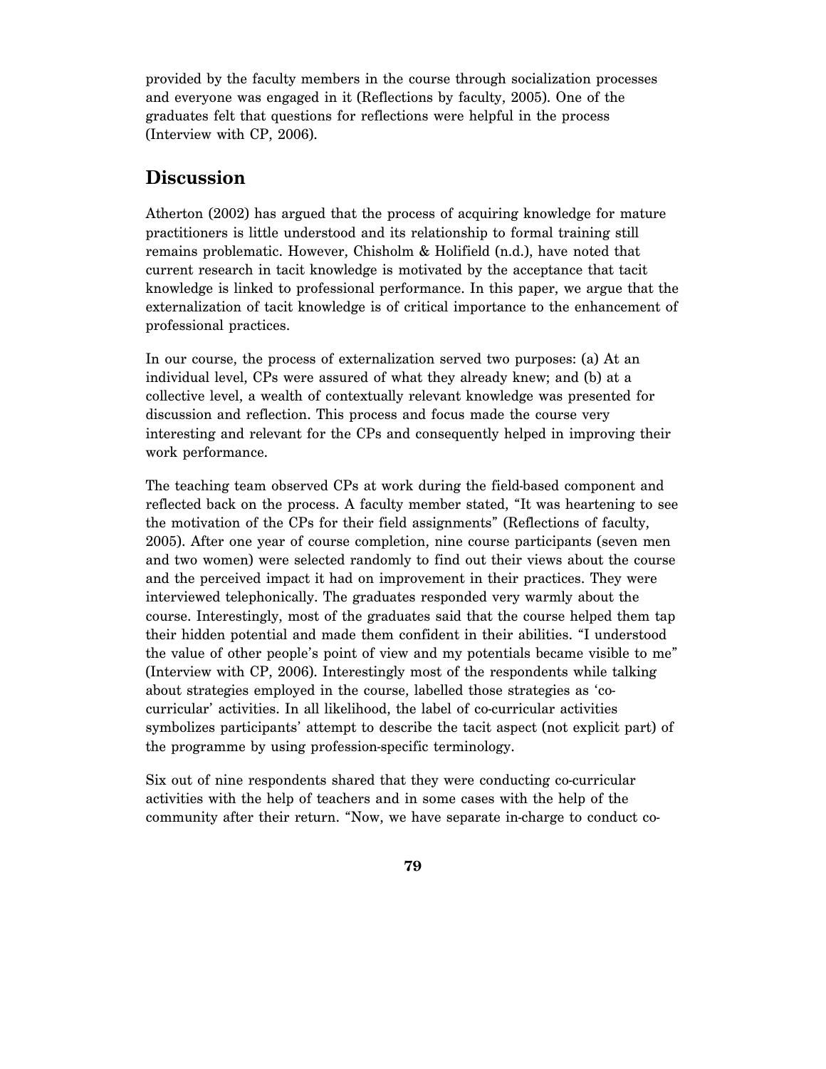provided by the faculty members in the course through socialization processes and everyone was engaged in it (Reflections by faculty, 2005). One of the graduates felt that questions for reflections were helpful in the process (Interview with CP, 2006).

## Discussion

Atherton (2002) has argued that the process of acquiring knowledge for mature practitioners is little understood and its relationship to formal training still remains problematic. However, Chisholm & Holifield (n.d.), have noted that current research in tacit knowledge is motivated by the acceptance that tacit knowledge is linked to professional performance. In this paper, we argue that the externalization of tacit knowledge is of critical importance to the enhancement of professional practices.

In our course, the process of externalization served two purposes: (a) At an individual level, CPs were assured of what they already knew; and (b) at a collective level, a wealth of contextually relevant knowledge was presented for discussion and reflection. This process and focus made the course very interesting and relevant for the CPs and consequently helped in improving their work performance.

The teaching team observed CPs at work during the field-based component and reflected back on the process. A faculty member stated, "It was heartening to see the motivation of the CPs for their field assignments" (Reflections of faculty, 2005). After one year of course completion, nine course participants (seven men and two women) were selected randomly to find out their views about the course and the perceived impact it had on improvement in their practices. They were interviewed telephonically. The graduates responded very warmly about the course. Interestingly, most of the graduates said that the course helped them tap their hidden potential and made them confident in their abilities. "I understood the value of other people's point of view and my potentials became visible to me" (Interview with CP, 2006). Interestingly most of the respondents while talking about strategies employed in the course, labelled those strategies as 'co-curricular' activities. In all likelihood, the label of co-curricular activities symbolizes participants' attempt to describe the tacit aspect (not explicit part) of the programme by using profession-specific terminology.

Six out of nine respondents shared that they were conducting co-curricular activities with the help of teachers and in some cases with the help of the community after their return. "Now, we have separate in-charge to conduct co-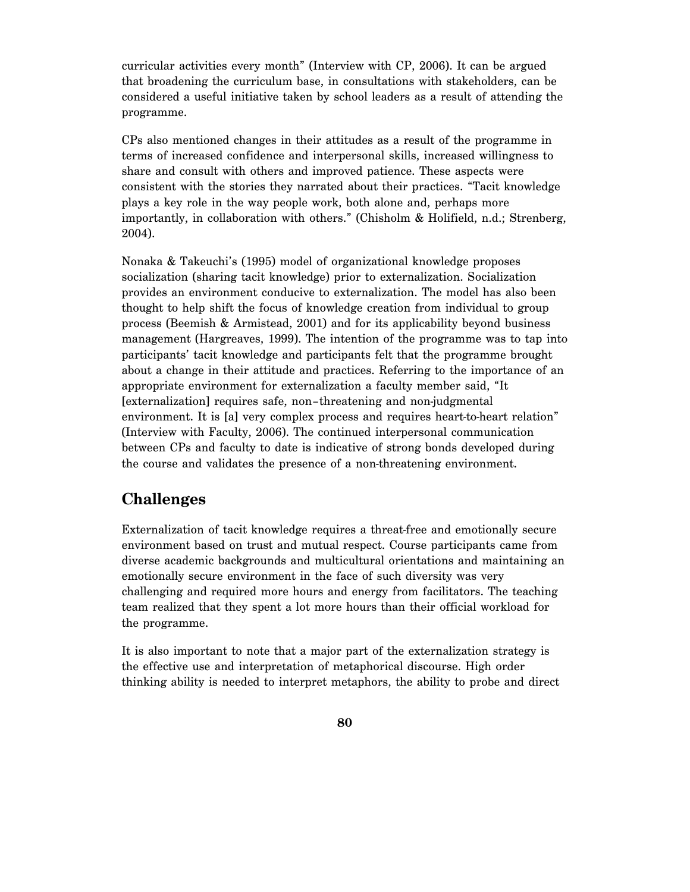curricular activities every month" (Interview with CP, 2006). It can be argued that broadening the curriculum base, in consultations with stakeholders, can be considered a useful initiative taken by school leaders as a result of attending the programme.

CPs also mentioned changes in their attitudes as a result of the programme in terms of increased confidence and interpersonal skills, increased willingness to share and consult with others and improved patience. These aspects were consistent with the stories they narrated about their practices. "Tacit knowledge plays a key role in the way people work, both alone and, perhaps more importantly, in collaboration with others." (Chisholm & Holifield, n.d.; Strenberg, 2004).

Nonaka & Takeuchi's (1995) model of organizational knowledge proposes socialization (sharing tacit knowledge) prior to externalization. Socialization provides an environment conducive to externalization. The model has also been thought to help shift the focus of knowledge creation from individual to group process (Beemish & Armistead, 2001) and for its applicability beyond business management (Hargreaves, 1999). The intention of the programme was to tap into participants' tacit knowledge and participants felt that the programme brought about a change in their attitude and practices. Referring to the importance of an appropriate environment for externalization a faculty member said, "It [externalization] requires safe, non–threatening and non-judgmental environment. It is [a] very complex process and requires heart-to-heart relation" (Interview with Faculty, 2006). The continued interpersonal communication between CPs and faculty to date is indicative of strong bonds developed during the course and validates the presence of a non-threatening environment.

## Challenges

Externalization of tacit knowledge requires a threat-free and emotionally secure environment based on trust and mutual respect. Course participants came from diverse academic backgrounds and multicultural orientations and maintaining an emotionally secure environment in the face of such diversity was very challenging and required more hours and energy from facilitators. The teaching team realized that they spent a lot more hours than their official workload for the programme.

It is also important to note that a major part of the externalization strategy is the effective use and interpretation of metaphorical discourse. High order thinking ability is needed to interpret metaphors, the ability to probe and direct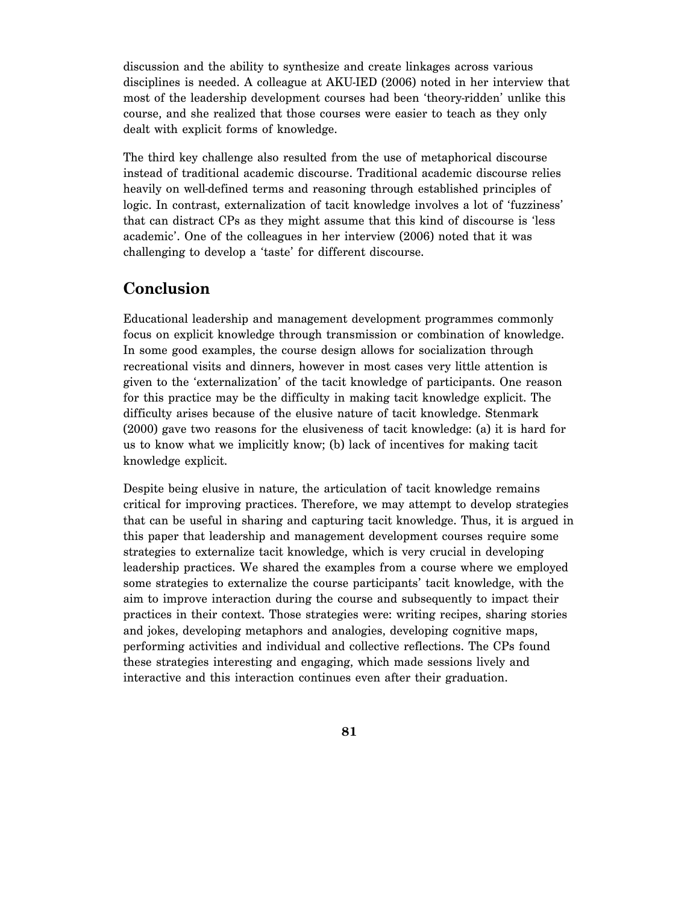discussion and the ability to synthesize and create linkages across various disciplines is needed. A colleague at AKU-IED (2006) noted in her interview that most of the leadership development courses had been 'theory-ridden' unlike this course, and she realized that those courses were easier to teach as they only dealt with explicit forms of knowledge.

The third key challenge also resulted from the use of metaphorical discourse instead of traditional academic discourse. Traditional academic discourse relies heavily on well-defined terms and reasoning through established principles of logic. In contrast, externalization of tacit knowledge involves a lot of 'fuzziness' that can distract CPs as they might assume that this kind of discourse is 'less academic'. One of the colleagues in her interview (2006) noted that it was challenging to develop a 'taste' for different discourse.

## Conclusion

Educational leadership and management development programmes commonly focus on explicit knowledge through transmission or combination of knowledge. In some good examples, the course design allows for socialization through recreational visits and dinners, however in most cases very little attention is given to the 'externalization' of the tacit knowledge of participants. One reason for this practice may be the difficulty in making tacit knowledge explicit. The difficulty arises because of the elusive nature of tacit knowledge. Stenmark (2000) gave two reasons for the elusiveness of tacit knowledge: (a) it is hard for us to know what we implicitly know; (b) lack of incentives for making tacit knowledge explicit.

Despite being elusive in nature, the articulation of tacit knowledge remains critical for improving practices. Therefore, we may attempt to develop strategies that can be useful in sharing and capturing tacit knowledge. Thus, it is argued in this paper that leadership and management development courses require some strategies to externalize tacit knowledge, which is very crucial in developing leadership practices. We shared the examples from a course where we employed some strategies to externalize the course participants' tacit knowledge, with the aim to improve interaction during the course and subsequently to impact their practices in their context. Those strategies were: writing recipes, sharing stories and jokes, developing metaphors and analogies, developing cognitive maps, performing activities and individual and collective reflections. The CPs found these strategies interesting and engaging, which made sessions lively and interactive and this interaction continues even after their graduation.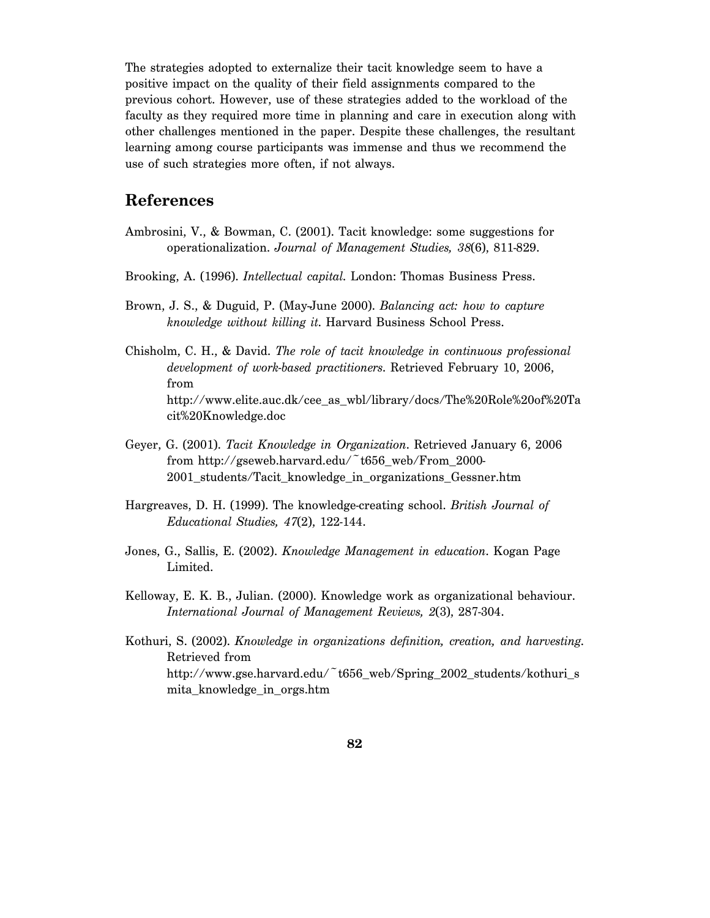The strategies adopted to externalize their tacit knowledge seem to have a positive impact on the quality of their field assignments compared to the previous cohort. However, use of these strategies added to the workload of the faculty as they required more time in planning and care in execution along with other challenges mentioned in the paper. Despite these challenges, the resultant learning among course participants was immense and thus we recommend the use of such strategies more often, if not always.

## References

Ambrosini, V., & Bowman, C. (2001). Tacit knowledge: some suggestions for operationalization. *Journal of Management Studies, 38*(6), 811-829.

Brooking, A. (1996). *Intellectual capital*. London: Thomas Business Press.

Brown, J. S., & Duguid, P. (May-June 2000). *Balancing act: how to capture knowledge without killing it*. Harvard Business School Press.

Chisholm, C. H., & David. *The role of tacit knowledge in continuous professional development of work-based practitioners*. Retrieved February 10, 2006, from http://www.elite.auc.dk/cee_as_wbl/library/docs/The%20Role%20of%20Tacit%20Knowledge.doc

Geyer, G. (2001). *Tacit Knowledge in Organization*. Retrieved January 6, 2006 from http://gseweb.harvard.edu/~t656_web/From_2000-2001_students/Tacit_knowledge_in_organizations_Gessner.htm

Hargreaves, D. H. (1999). The knowledge-creating school. *British Journal of Educational Studies, 47*(2), 122-144.

Jones, G., Sallis, E. (2002). *Knowledge Management in education*. Kogan Page Limited.

Kelloway, E. K. B., Julian. (2000). Knowledge work as organizational behaviour. *International Journal of Management Reviews, 2*(3), 287-304.

Kothuri, S. (2002). *Knowledge in organizations definition, creation, and harvesting*. Retrieved from http://www.gse.harvard.edu/~t656_web/Spring_2002_students/kothuri_smita_knowledge_in_orgs.htm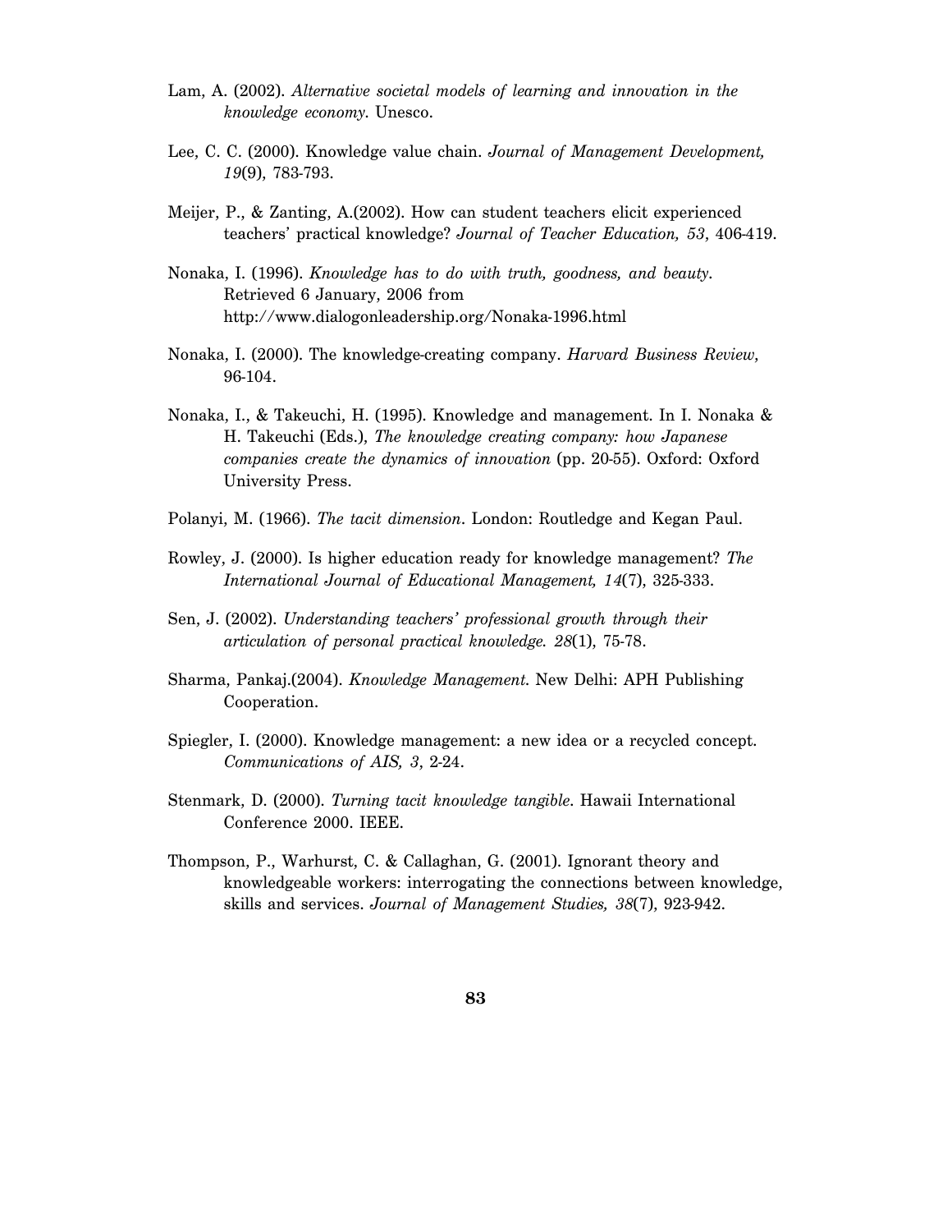Lam, A. (2002). *Alternative societal models of learning and innovation in the knowledge economy*. Unesco.

Lee, C. C. (2000). Knowledge value chain. *Journal of Management Development, 19*(9), 783-793.

Meijer, P., & Zanting, A.(2002). How can student teachers elicit experienced teachers' practical knowledge? *Journal of Teacher Education, 53*, 406-419.

Nonaka, I. (1996). *Knowledge has to do with truth, goodness, and beauty*. Retrieved 6 January, 2006 from http://www.dialogonleadership.org/Nonaka-1996.html

Nonaka, I. (2000). The knowledge-creating company. *Harvard Business Review*, 96-104.

Nonaka, I., & Takeuchi, H. (1995). Knowledge and management. In I. Nonaka & H. Takeuchi (Eds.), *The knowledge creating company: how Japanese companies create the dynamics of innovation* (pp. 20-55). Oxford: Oxford University Press.

Polanyi, M. (1966). *The tacit dimension*. London: Routledge and Kegan Paul.

Rowley, J. (2000). Is higher education ready for knowledge management? *The International Journal of Educational Management, 14*(7), 325-333.

Sen, J. (2002). *Understanding teachers' professional growth through their articulation of personal practical knowledge. 28*(1), 75-78.

Sharma, Pankaj.(2004). *Knowledge Management*. New Delhi: APH Publishing Cooperation.

Spiegler, I. (2000). Knowledge management: a new idea or a recycled concept. *Communications of AIS, 3*, 2-24.

Stenmark, D. (2000). *Turning tacit knowledge tangible*. Hawaii International Conference 2000. IEEE.

Thompson, P., Warhurst, C. & Callaghan, G. (2001). Ignorant theory and knowledgeable workers: interrogating the connections between knowledge, skills and services. *Journal of Management Studies, 38*(7), 923-942.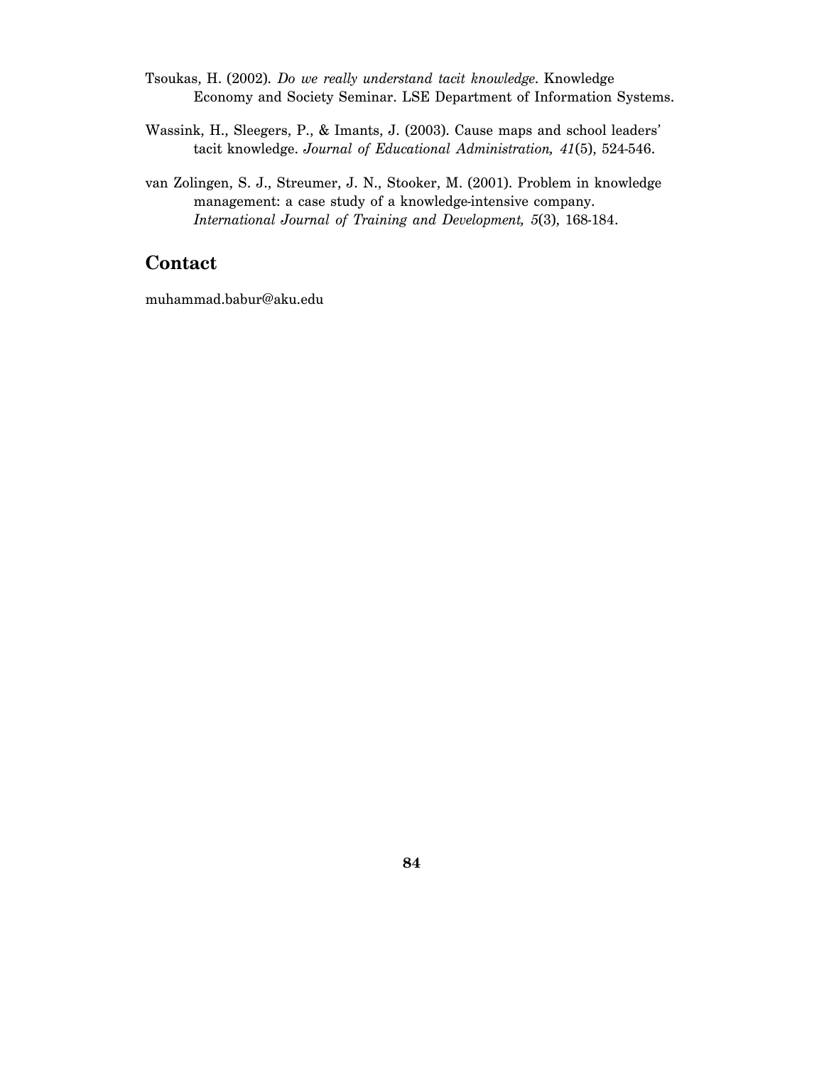Tsoukas, H. (2002). *Do we really understand tacit knowledge*. Knowledge Economy and Society Seminar. LSE Department of Information Systems.

Wassink, H., Sleegers, P., & Imants, J. (2003). Cause maps and school leaders' tacit knowledge. *Journal of Educational Administration, 41*(5), 524-546.

van Zolingen, S. J., Streumer, J. N., Stooker, M. (2001). Problem in knowledge management: a case study of a knowledge-intensive company. *International Journal of Training and Development, 5*(3), 168-184.

## Contact

muhammad.babur@aku.edu